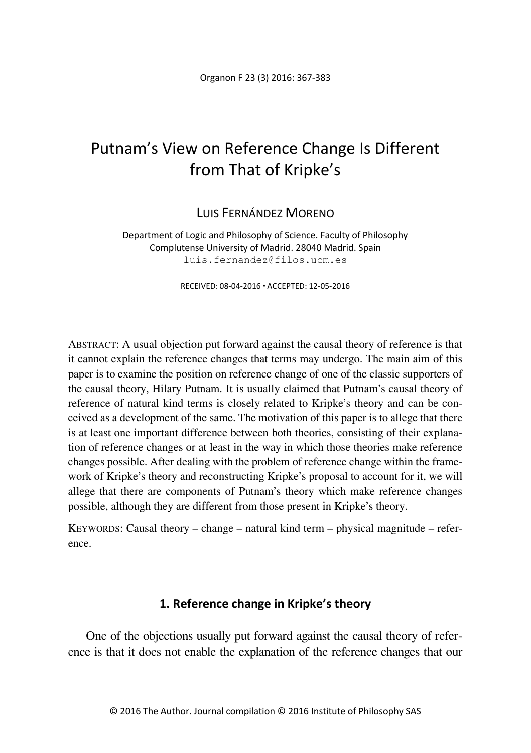# Putnam's View on Reference Change Is Different from That of Kripke's

LUIS FERNÁNDEZ MORENO

Department of Logic and Philosophy of Science. Faculty of Philosophy
Complutense University of Madrid. 28040 Madrid. Spain
luis.fernandez@filos.ucm.es

RECEIVED: 08-04-2016 ▪ ACCEPTED: 12-05-2016

ABSTRACT: A usual objection put forward against the causal theory of reference is that it cannot explain the reference changes that terms may undergo. The main aim of this paper is to examine the position on reference change of one of the classic supporters of the causal theory, Hilary Putnam. It is usually claimed that Putnam's causal theory of reference of natural kind terms is closely related to Kripke's theory and can be conceived as a development of the same. The motivation of this paper is to allege that there is at least one important difference between both theories, consisting of their explanation of reference changes or at least in the way in which those theories make reference changes possible. After dealing with the problem of reference change within the framework of Kripke's theory and reconstructing Kripke's proposal to account for it, we will allege that there are components of Putnam's theory which make reference changes possible, although they are different from those present in Kripke's theory.

KEYWORDS: Causal theory – change – natural kind term – physical magnitude – reference.

## 1. Reference change in Kripke's theory

One of the objections usually put forward against the causal theory of reference is that it does not enable the explanation of the reference changes that our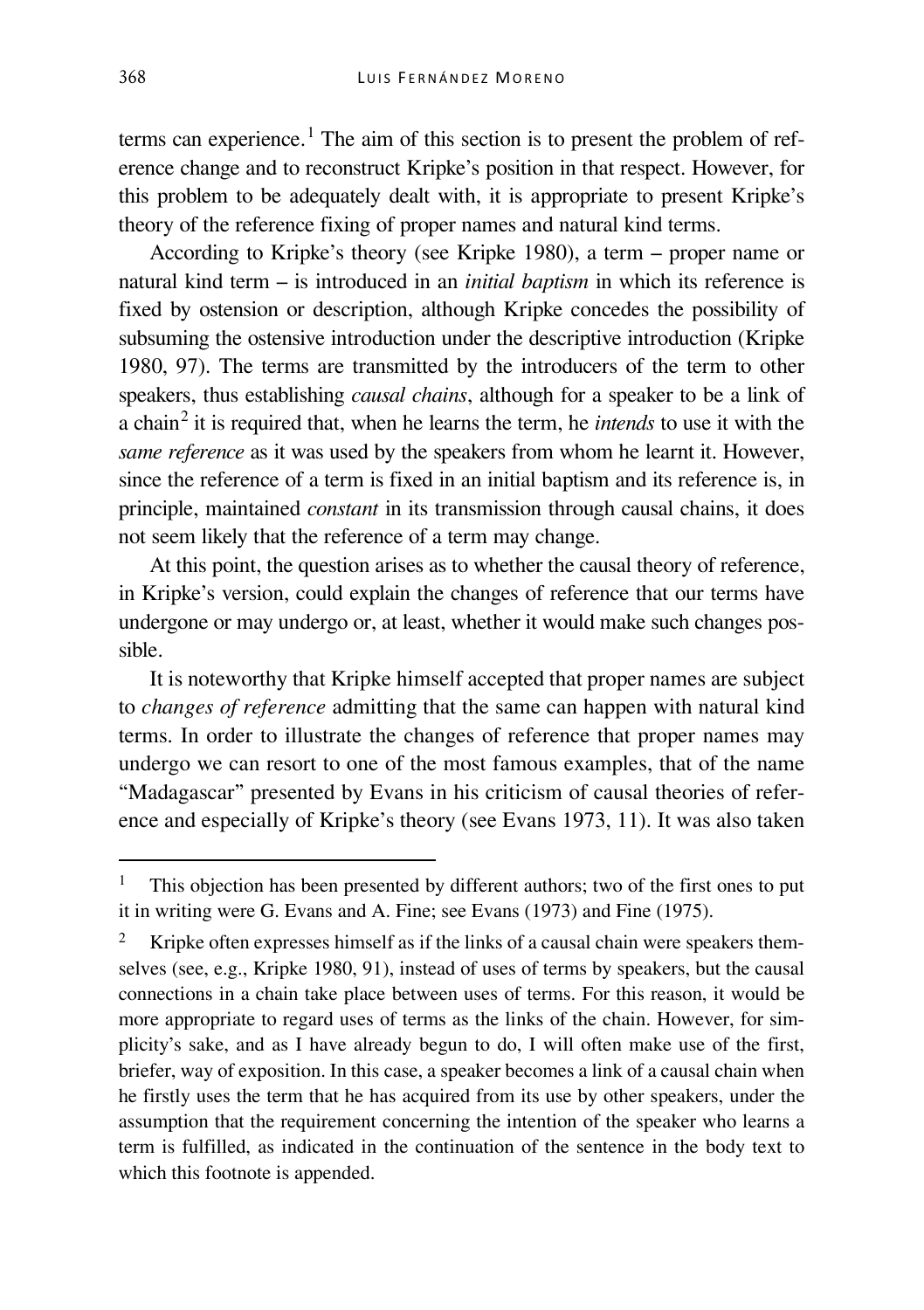terms can experience.[1] The aim of this section is to present the problem of reference change and to reconstruct Kripke's position in that respect. However, for this problem to be adequately dealt with, it is appropriate to present Kripke's theory of the reference fixing of proper names and natural kind terms.

According to Kripke's theory (see Kripke 1980), a term – proper name or natural kind term – is introduced in an *initial baptism* in which its reference is fixed by ostension or description, although Kripke concedes the possibility of subsuming the ostensive introduction under the descriptive introduction (Kripke 1980, 97). The terms are transmitted by the introducers of the term to other speakers, thus establishing *causal chains*, although for a speaker to be a link of a chain[2] it is required that, when he learns the term, he *intends* to use it with the *same reference* as it was used by the speakers from whom he learnt it. However, since the reference of a term is fixed in an initial baptism and its reference is, in principle, maintained *constant* in its transmission through causal chains, it does not seem likely that the reference of a term may change.

At this point, the question arises as to whether the causal theory of reference, in Kripke's version, could explain the changes of reference that our terms have undergone or may undergo or, at least, whether it would make such changes possible.

It is noteworthy that Kripke himself accepted that proper names are subject to *changes of reference* admitting that the same can happen with natural kind terms. In order to illustrate the changes of reference that proper names may undergo we can resort to one of the most famous examples, that of the name "Madagascar" presented by Evans in his criticism of causal theories of reference and especially of Kripke's theory (see Evans 1973, 11). It was also taken

---

[1] This objection has been presented by different authors; two of the first ones to put it in writing were G. Evans and A. Fine; see Evans (1973) and Fine (1975).

[2] Kripke often expresses himself as if the links of a causal chain were speakers themselves (see, e.g., Kripke 1980, 91), instead of uses of terms by speakers, but the causal connections in a chain take place between uses of terms. For this reason, it would be more appropriate to regard uses of terms as the links of the chain. However, for simplicity's sake, and as I have already begun to do, I will often make use of the first, briefer, way of exposition. In this case, a speaker becomes a link of a causal chain when he firstly uses the term that he has acquired from its use by other speakers, under the assumption that the requirement concerning the intention of the speaker who learns a term is fulfilled, as indicated in the continuation of the sentence in the body text to which this footnote is appended.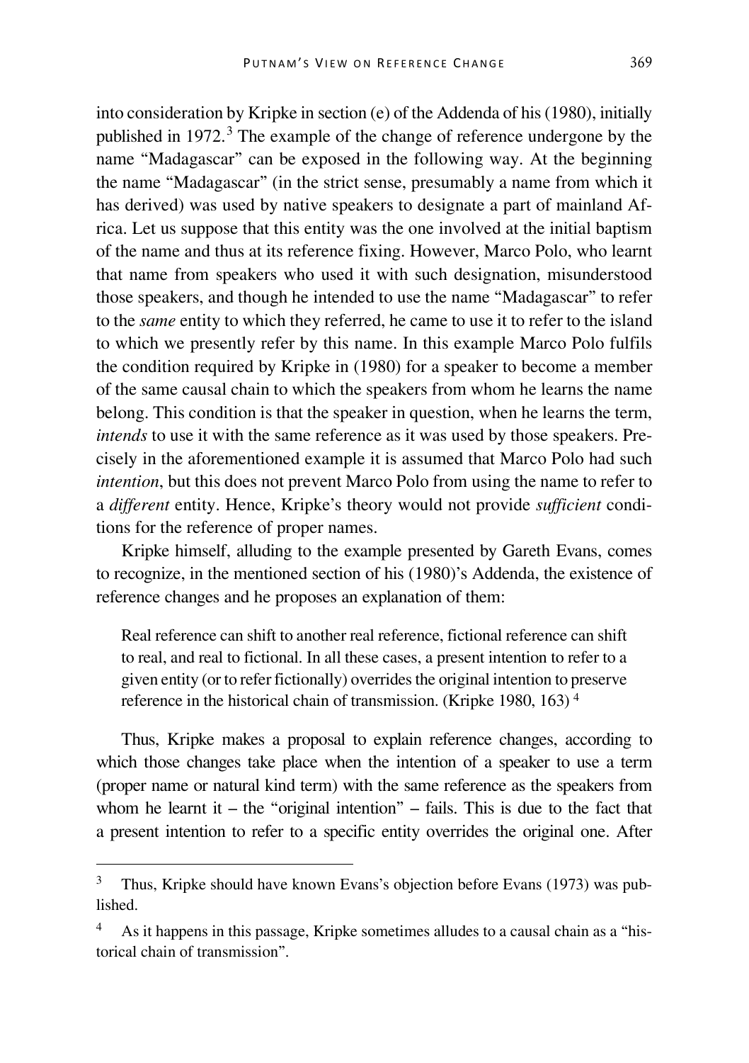into consideration by Kripke in section (e) of the Addenda of his (1980), initially published in 1972.[3] The example of the change of reference undergone by the name "Madagascar" can be exposed in the following way. At the beginning the name "Madagascar" (in the strict sense, presumably a name from which it has derived) was used by native speakers to designate a part of mainland Africa. Let us suppose that this entity was the one involved at the initial baptism of the name and thus at its reference fixing. However, Marco Polo, who learnt that name from speakers who used it with such designation, misunderstood those speakers, and though he intended to use the name "Madagascar" to refer to the *same* entity to which they referred, he came to use it to refer to the island to which we presently refer by this name. In this example Marco Polo fulfils the condition required by Kripke in (1980) for a speaker to become a member of the same causal chain to which the speakers from whom he learns the name belong. This condition is that the speaker in question, when he learns the term, *intends* to use it with the same reference as it was used by those speakers. Precisely in the aforementioned example it is assumed that Marco Polo had such *intention*, but this does not prevent Marco Polo from using the name to refer to a *different* entity. Hence, Kripke's theory would not provide *sufficient* conditions for the reference of proper names.

Kripke himself, alluding to the example presented by Gareth Evans, comes to recognize, in the mentioned section of his (1980)'s Addenda, the existence of reference changes and he proposes an explanation of them:

> Real reference can shift to another real reference, fictional reference can shift to real, and real to fictional. In all these cases, a present intention to refer to a given entity (or to refer fictionally) overrides the original intention to preserve reference in the historical chain of transmission. (Kripke 1980, 163) [4]

Thus, Kripke makes a proposal to explain reference changes, according to which those changes take place when the intention of a speaker to use a term (proper name or natural kind term) with the same reference as the speakers from whom he learnt it – the "original intention" – fails. This is due to the fact that a present intention to refer to a specific entity overrides the original one. After

[3] Thus, Kripke should have known Evans's objection before Evans (1973) was published.

[4] As it happens in this passage, Kripke sometimes alludes to a causal chain as a "historical chain of transmission".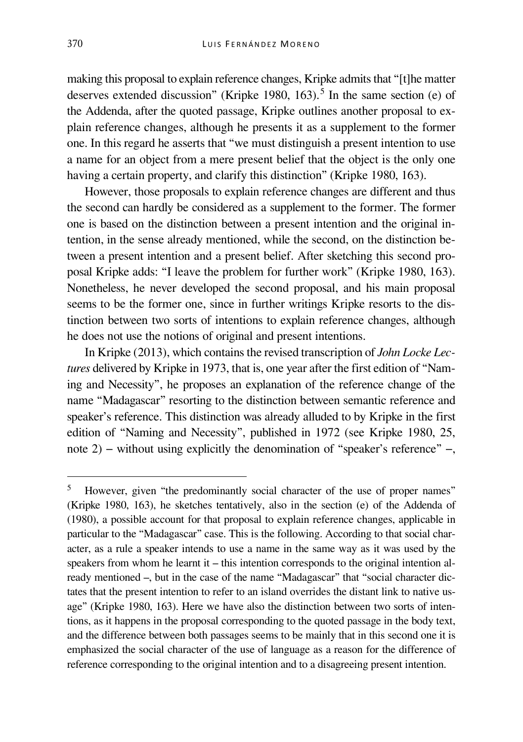making this proposal to explain reference changes, Kripke admits that "[t]he matter deserves extended discussion" (Kripke 1980, 163).[5] In the same section (e) of the Addenda, after the quoted passage, Kripke outlines another proposal to explain reference changes, although he presents it as a supplement to the former one. In this regard he asserts that "we must distinguish a present intention to use a name for an object from a mere present belief that the object is the only one having a certain property, and clarify this distinction" (Kripke 1980, 163).

However, those proposals to explain reference changes are different and thus the second can hardly be considered as a supplement to the former. The former one is based on the distinction between a present intention and the original intention, in the sense already mentioned, while the second, on the distinction between a present intention and a present belief. After sketching this second proposal Kripke adds: "I leave the problem for further work" (Kripke 1980, 163). Nonetheless, he never developed the second proposal, and his main proposal seems to be the former one, since in further writings Kripke resorts to the distinction between two sorts of intentions to explain reference changes, although he does not use the notions of original and present intentions.

In Kripke (2013), which contains the revised transcription of *John Locke Lectures* delivered by Kripke in 1973, that is, one year after the first edition of "Naming and Necessity", he proposes an explanation of the reference change of the name "Madagascar" resorting to the distinction between semantic reference and speaker's reference. This distinction was already alluded to by Kripke in the first edition of "Naming and Necessity", published in 1972 (see Kripke 1980, 25, note 2) – without using explicitly the denomination of "speaker's reference" –,

---

[5] However, given "the predominantly social character of the use of proper names" (Kripke 1980, 163), he sketches tentatively, also in the section (e) of the Addenda of (1980), a possible account for that proposal to explain reference changes, applicable in particular to the "Madagascar" case. This is the following. According to that social character, as a rule a speaker intends to use a name in the same way as it was used by the speakers from whom he learnt it – this intention corresponds to the original intention already mentioned –, but in the case of the name "Madagascar" that "social character dictates that the present intention to refer to an island overrides the distant link to native usage" (Kripke 1980, 163). Here we have also the distinction between two sorts of intentions, as it happens in the proposal corresponding to the quoted passage in the body text, and the difference between both passages seems to be mainly that in this second one it is emphasized the social character of the use of language as a reason for the difference of reference corresponding to the original intention and to a disagreeing present intention.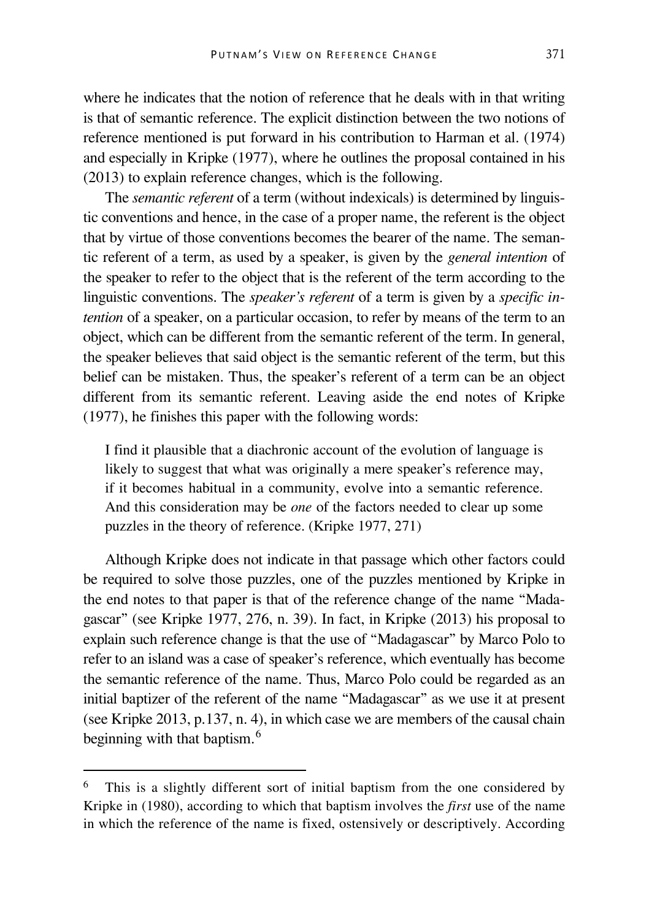where he indicates that the notion of reference that he deals with in that writing is that of semantic reference. The explicit distinction between the two notions of reference mentioned is put forward in his contribution to Harman et al. (1974) and especially in Kripke (1977), where he outlines the proposal contained in his (2013) to explain reference changes, which is the following.

The *semantic referent* of a term (without indexicals) is determined by linguistic conventions and hence, in the case of a proper name, the referent is the object that by virtue of those conventions becomes the bearer of the name. The semantic referent of a term, as used by a speaker, is given by the *general intention* of the speaker to refer to the object that is the referent of the term according to the linguistic conventions. The *speaker's referent* of a term is given by a *specific intention* of a speaker, on a particular occasion, to refer by means of the term to an object, which can be different from the semantic referent of the term. In general, the speaker believes that said object is the semantic referent of the term, but this belief can be mistaken. Thus, the speaker's referent of a term can be an object different from its semantic referent. Leaving aside the end notes of Kripke (1977), he finishes this paper with the following words:

> I find it plausible that a diachronic account of the evolution of language is likely to suggest that what was originally a mere speaker's reference may, if it becomes habitual in a community, evolve into a semantic reference. And this consideration may be *one* of the factors needed to clear up some puzzles in the theory of reference. (Kripke 1977, 271)

Although Kripke does not indicate in that passage which other factors could be required to solve those puzzles, one of the puzzles mentioned by Kripke in the end notes to that paper is that of the reference change of the name "Madagascar" (see Kripke 1977, 276, n. 39). In fact, in Kripke (2013) his proposal to explain such reference change is that the use of "Madagascar" by Marco Polo to refer to an island was a case of speaker's reference, which eventually has become the semantic reference of the name. Thus, Marco Polo could be regarded as an initial baptizer of the referent of the name "Madagascar" as we use it at present (see Kripke 2013, p.137, n. 4), in which case we are members of the causal chain beginning with that baptism.[6]

---

[6] This is a slightly different sort of initial baptism from the one considered by Kripke in (1980), according to which that baptism involves the *first* use of the name in which the reference of the name is fixed, ostensively or descriptively. According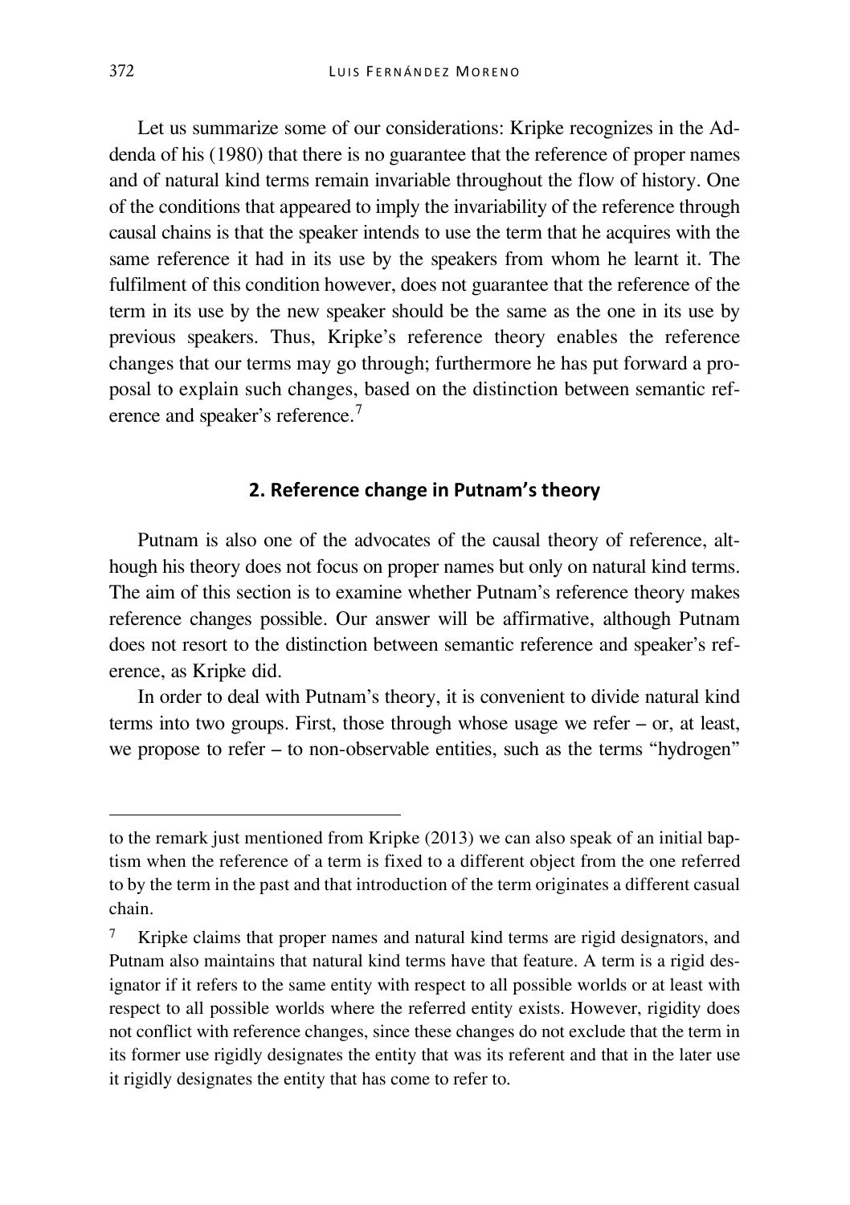Let us summarize some of our considerations: Kripke recognizes in the Addenda of his (1980) that there is no guarantee that the reference of proper names and of natural kind terms remain invariable throughout the flow of history. One of the conditions that appeared to imply the invariability of the reference through causal chains is that the speaker intends to use the term that he acquires with the same reference it had in its use by the speakers from whom he learnt it. The fulfilment of this condition however, does not guarantee that the reference of the term in its use by the new speaker should be the same as the one in its use by previous speakers. Thus, Kripke's reference theory enables the reference changes that our terms may go through; furthermore he has put forward a proposal to explain such changes, based on the distinction between semantic reference and speaker's reference.[7]

## 2. Reference change in Putnam's theory

Putnam is also one of the advocates of the causal theory of reference, although his theory does not focus on proper names but only on natural kind terms. The aim of this section is to examine whether Putnam's reference theory makes reference changes possible. Our answer will be affirmative, although Putnam does not resort to the distinction between semantic reference and speaker's reference, as Kripke did.

In order to deal with Putnam's theory, it is convenient to divide natural kind terms into two groups. First, those through whose usage we refer – or, at least, we propose to refer – to non-observable entities, such as the terms "hydrogen"

---

to the remark just mentioned from Kripke (2013) we can also speak of an initial baptism when the reference of a term is fixed to a different object from the one referred to by the term in the past and that introduction of the term originates a different casual chain.

[7] Kripke claims that proper names and natural kind terms are rigid designators, and Putnam also maintains that natural kind terms have that feature. A term is a rigid designator if it refers to the same entity with respect to all possible worlds or at least with respect to all possible worlds where the referred entity exists. However, rigidity does not conflict with reference changes, since these changes do not exclude that the term in its former use rigidly designates the entity that was its referent and that in the later use it rigidly designates the entity that has come to refer to.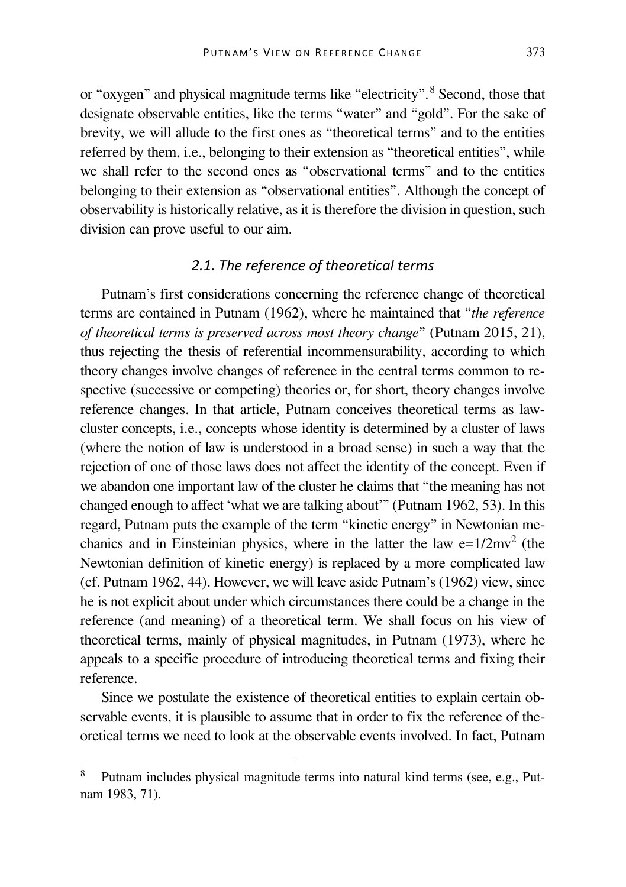or "oxygen" and physical magnitude terms like "electricity".[8] Second, those that designate observable entities, like the terms "water" and "gold". For the sake of brevity, we will allude to the first ones as "theoretical terms" and to the entities referred by them, i.e., belonging to their extension as "theoretical entities", while we shall refer to the second ones as "observational terms" and to the entities belonging to their extension as "observational entities". Although the concept of observability is historically relative, as it is therefore the division in question, such division can prove useful to our aim.

### *2.1. The reference of theoretical terms*

Putnam's first considerations concerning the reference change of theoretical terms are contained in Putnam (1962), where he maintained that "*the reference of theoretical terms is preserved across most theory change*" (Putnam 2015, 21), thus rejecting the thesis of referential incommensurability, according to which theory changes involve changes of reference in the central terms common to respective (successive or competing) theories or, for short, theory changes involve reference changes. In that article, Putnam conceives theoretical terms as law-cluster concepts, i.e., concepts whose identity is determined by a cluster of laws (where the notion of law is understood in a broad sense) in such a way that the rejection of one of those laws does not affect the identity of the concept. Even if we abandon one important law of the cluster he claims that "the meaning has not changed enough to affect 'what we are talking about'" (Putnam 1962, 53). In this regard, Putnam puts the example of the term "kinetic energy" in Newtonian mechanics and in Einsteinian physics, where in the latter the law $e=1/2mv^2$ (the Newtonian definition of kinetic energy) is replaced by a more complicated law (cf. Putnam 1962, 44). However, we will leave aside Putnam's (1962) view, since he is not explicit about under which circumstances there could be a change in the reference (and meaning) of a theoretical term. We shall focus on his view of theoretical terms, mainly of physical magnitudes, in Putnam (1973), where he appeals to a specific procedure of introducing theoretical terms and fixing their reference.

Since we postulate the existence of theoretical entities to explain certain observable events, it is plausible to assume that in order to fix the reference of theoretical terms we need to look at the observable events involved. In fact, Putnam

---

[8] Putnam includes physical magnitude terms into natural kind terms (see, e.g., Putnam 1983, 71).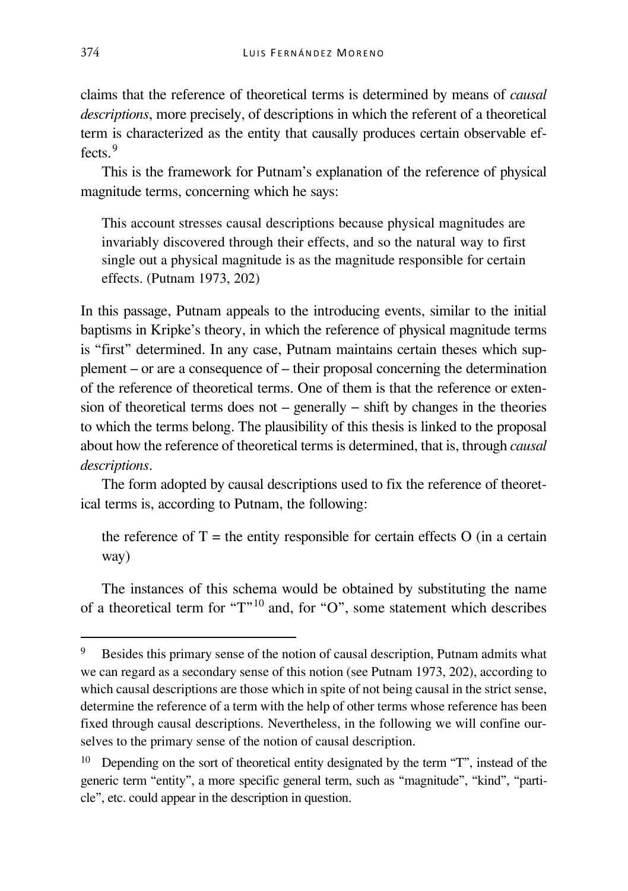claims that the reference of theoretical terms is determined by means of *causal descriptions*, more precisely, of descriptions in which the referent of a theoretical term is characterized as the entity that causally produces certain observable effects.[9]

This is the framework for Putnam's explanation of the reference of physical magnitude terms, concerning which he says:

> This account stresses causal descriptions because physical magnitudes are invariably discovered through their effects, and so the natural way to first single out a physical magnitude is as the magnitude responsible for certain effects. (Putnam 1973, 202)

In this passage, Putnam appeals to the introducing events, similar to the initial baptisms in Kripke's theory, in which the reference of physical magnitude terms is "first" determined. In any case, Putnam maintains certain theses which supplement – or are a consequence of – their proposal concerning the determination of the reference of theoretical terms. One of them is that the reference or extension of theoretical terms does not – generally – shift by changes in the theories to which the terms belong. The plausibility of this thesis is linked to the proposal about how the reference of theoretical terms is determined, that is, through *causal descriptions*.

The form adopted by causal descriptions used to fix the reference of theoretical terms is, according to Putnam, the following:

> the reference of T = the entity responsible for certain effects O (in a certain way)

The instances of this schema would be obtained by substituting the name of a theoretical term for "T"[10] and, for "O", some statement which describes

---

[9] Besides this primary sense of the notion of causal description, Putnam admits what we can regard as a secondary sense of this notion (see Putnam 1973, 202), according to which causal descriptions are those which in spite of not being causal in the strict sense, determine the reference of a term with the help of other terms whose reference has been fixed through causal descriptions. Nevertheless, in the following we will confine ourselves to the primary sense of the notion of causal description.

[10] Depending on the sort of theoretical entity designated by the term "T", instead of the generic term "entity", a more specific general term, such as "magnitude", "kind", "particle", etc. could appear in the description in question.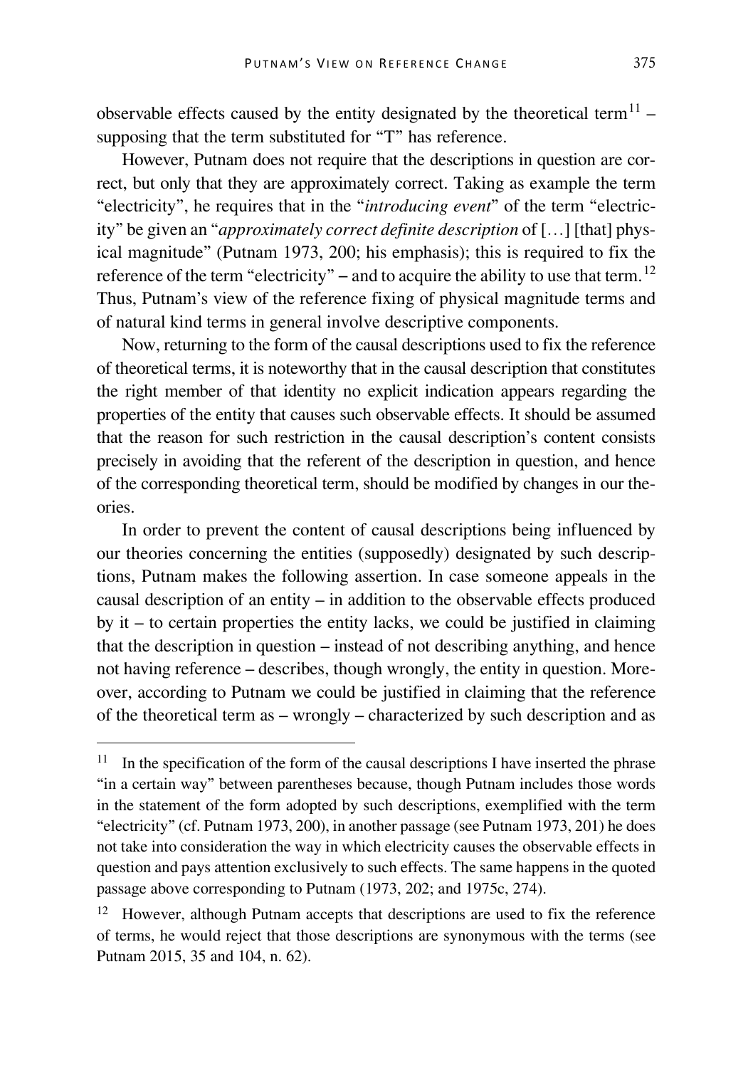observable effects caused by the entity designated by the theoretical term[11] – supposing that the term substituted for "T" has reference.

However, Putnam does not require that the descriptions in question are correct, but only that they are approximately correct. Taking as example the term "electricity", he requires that in the "*introducing event*" of the term "electricity" be given an "*approximately correct definite description* of […] [that] physical magnitude" (Putnam 1973, 200; his emphasis); this is required to fix the reference of the term "electricity" – and to acquire the ability to use that term.[12] Thus, Putnam's view of the reference fixing of physical magnitude terms and of natural kind terms in general involve descriptive components.

Now, returning to the form of the causal descriptions used to fix the reference of theoretical terms, it is noteworthy that in the causal description that constitutes the right member of that identity no explicit indication appears regarding the properties of the entity that causes such observable effects. It should be assumed that the reason for such restriction in the causal description's content consists precisely in avoiding that the referent of the description in question, and hence of the corresponding theoretical term, should be modified by changes in our theories.

In order to prevent the content of causal descriptions being influenced by our theories concerning the entities (supposedly) designated by such descriptions, Putnam makes the following assertion. In case someone appeals in the causal description of an entity – in addition to the observable effects produced by it – to certain properties the entity lacks, we could be justified in claiming that the description in question – instead of not describing anything, and hence not having reference – describes, though wrongly, the entity in question. Moreover, according to Putnam we could be justified in claiming that the reference of the theoretical term as – wrongly – characterized by such description and as

---

[11] In the specification of the form of the causal descriptions I have inserted the phrase "in a certain way" between parentheses because, though Putnam includes those words in the statement of the form adopted by such descriptions, exemplified with the term "electricity" (cf. Putnam 1973, 200), in another passage (see Putnam 1973, 201) he does not take into consideration the way in which electricity causes the observable effects in question and pays attention exclusively to such effects. The same happens in the quoted passage above corresponding to Putnam (1973, 202; and 1975c, 274).

[12] However, although Putnam accepts that descriptions are used to fix the reference of terms, he would reject that those descriptions are synonymous with the terms (see Putnam 2015, 35 and 104, n. 62).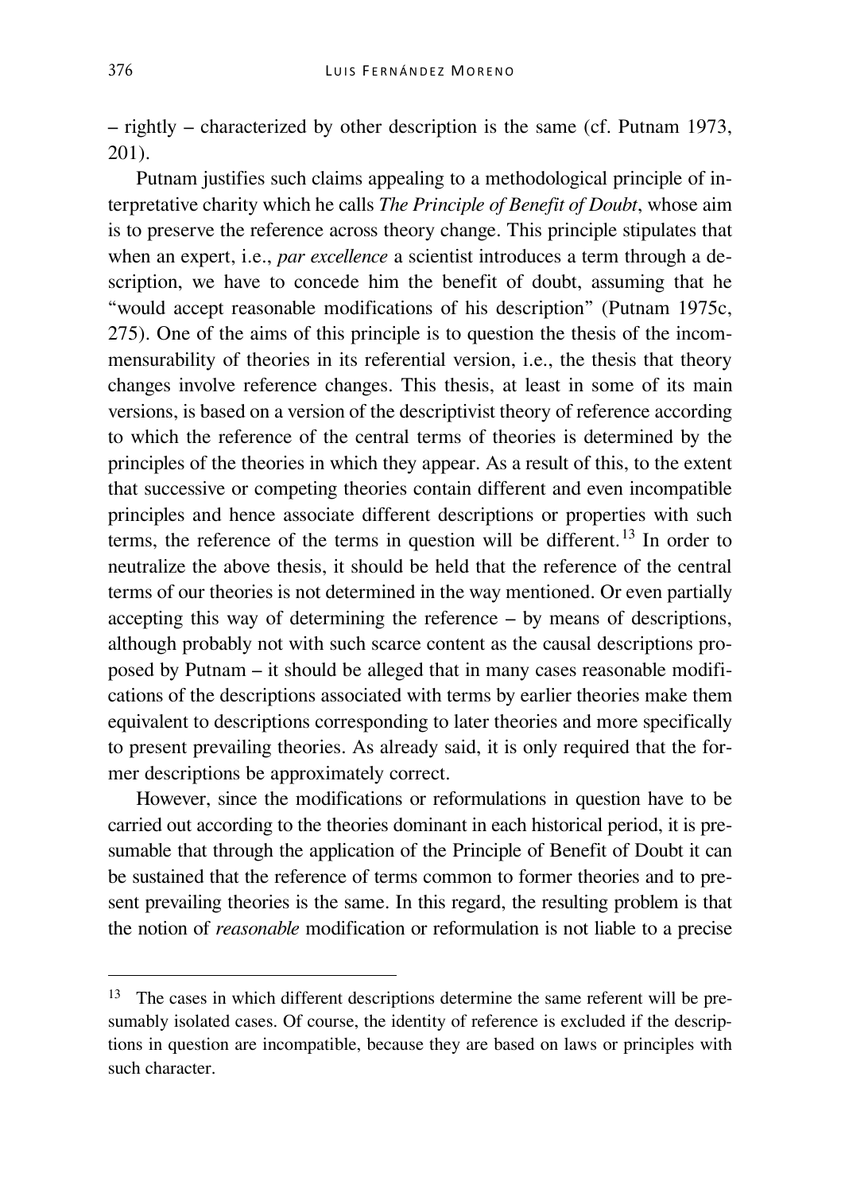– rightly – characterized by other description is the same (cf. Putnam 1973, 201).

Putnam justifies such claims appealing to a methodological principle of interpretative charity which he calls *The Principle of Benefit of Doubt*, whose aim is to preserve the reference across theory change. This principle stipulates that when an expert, i.e., *par excellence* a scientist introduces a term through a description, we have to concede him the benefit of doubt, assuming that he "would accept reasonable modifications of his description" (Putnam 1975c, 275). One of the aims of this principle is to question the thesis of the incommensurability of theories in its referential version, i.e., the thesis that theory changes involve reference changes. This thesis, at least in some of its main versions, is based on a version of the descriptivist theory of reference according to which the reference of the central terms of theories is determined by the principles of the theories in which they appear. As a result of this, to the extent that successive or competing theories contain different and even incompatible principles and hence associate different descriptions or properties with such terms, the reference of the terms in question will be different.[13] In order to neutralize the above thesis, it should be held that the reference of the central terms of our theories is not determined in the way mentioned. Or even partially accepting this way of determining the reference – by means of descriptions, although probably not with such scarce content as the causal descriptions proposed by Putnam – it should be alleged that in many cases reasonable modifications of the descriptions associated with terms by earlier theories make them equivalent to descriptions corresponding to later theories and more specifically to present prevailing theories. As already said, it is only required that the former descriptions be approximately correct.

However, since the modifications or reformulations in question have to be carried out according to the theories dominant in each historical period, it is presumable that through the application of the Principle of Benefit of Doubt it can be sustained that the reference of terms common to former theories and to present prevailing theories is the same. In this regard, the resulting problem is that the notion of *reasonable* modification or reformulation is not liable to a precise

---

[13] The cases in which different descriptions determine the same referent will be presumably isolated cases. Of course, the identity of reference is excluded if the descriptions in question are incompatible, because they are based on laws or principles with such character.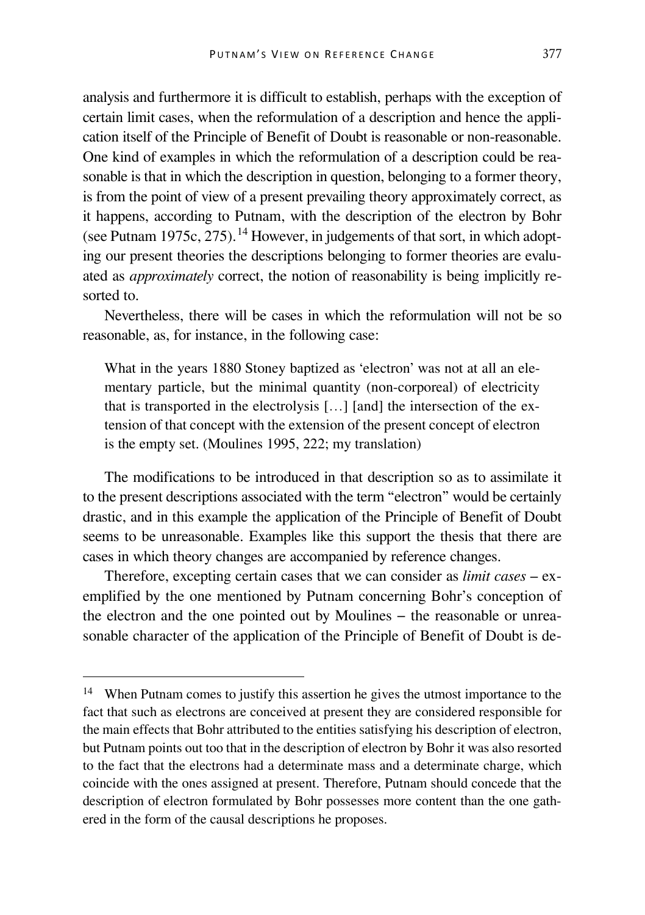analysis and furthermore it is difficult to establish, perhaps with the exception of certain limit cases, when the reformulation of a description and hence the application itself of the Principle of Benefit of Doubt is reasonable or non-reasonable. One kind of examples in which the reformulation of a description could be reasonable is that in which the description in question, belonging to a former theory, is from the point of view of a present prevailing theory approximately correct, as it happens, according to Putnam, with the description of the electron by Bohr (see Putnam 1975c, 275).[14] However, in judgements of that sort, in which adopting our present theories the descriptions belonging to former theories are evaluated as *approximately* correct, the notion of reasonability is being implicitly resorted to.

Nevertheless, there will be cases in which the reformulation will not be so reasonable, as, for instance, in the following case:

> What in the years 1880 Stoney baptized as 'electron' was not at all an elementary particle, but the minimal quantity (non-corporeal) of electricity that is transported in the electrolysis […] [and] the intersection of the extension of that concept with the extension of the present concept of electron is the empty set. (Moulines 1995, 222; my translation)

The modifications to be introduced in that description so as to assimilate it to the present descriptions associated with the term "electron" would be certainly drastic, and in this example the application of the Principle of Benefit of Doubt seems to be unreasonable. Examples like this support the thesis that there are cases in which theory changes are accompanied by reference changes.

Therefore, excepting certain cases that we can consider as *limit cases* – exemplified by the one mentioned by Putnam concerning Bohr's conception of the electron and the one pointed out by Moulines – the reasonable or unreasonable character of the application of the Principle of Benefit of Doubt is de-

---

[14] When Putnam comes to justify this assertion he gives the utmost importance to the fact that such as electrons are conceived at present they are considered responsible for the main effects that Bohr attributed to the entities satisfying his description of electron, but Putnam points out too that in the description of electron by Bohr it was also resorted to the fact that the electrons had a determinate mass and a determinate charge, which coincide with the ones assigned at present. Therefore, Putnam should concede that the description of electron formulated by Bohr possesses more content than the one gathered in the form of the causal descriptions he proposes.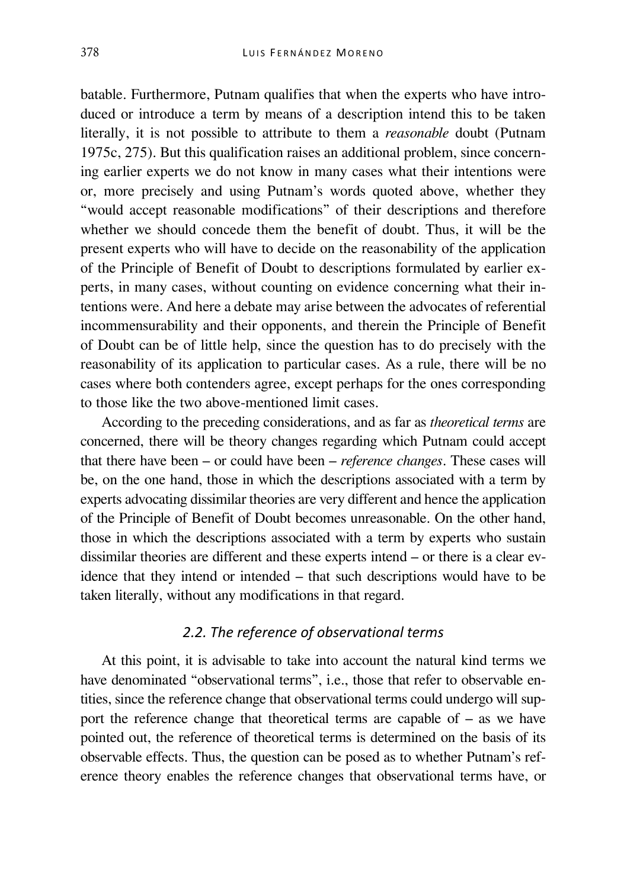batable. Furthermore, Putnam qualifies that when the experts who have introduced or introduce a term by means of a description intend this to be taken literally, it is not possible to attribute to them a *reasonable* doubt (Putnam 1975c, 275). But this qualification raises an additional problem, since concerning earlier experts we do not know in many cases what their intentions were or, more precisely and using Putnam's words quoted above, whether they "would accept reasonable modifications" of their descriptions and therefore whether we should concede them the benefit of doubt. Thus, it will be the present experts who will have to decide on the reasonability of the application of the Principle of Benefit of Doubt to descriptions formulated by earlier experts, in many cases, without counting on evidence concerning what their intentions were. And here a debate may arise between the advocates of referential incommensurability and their opponents, and therein the Principle of Benefit of Doubt can be of little help, since the question has to do precisely with the reasonability of its application to particular cases. As a rule, there will be no cases where both contenders agree, except perhaps for the ones corresponding to those like the two above-mentioned limit cases.

According to the preceding considerations, and as far as *theoretical terms* are concerned, there will be theory changes regarding which Putnam could accept that there have been – or could have been – *reference changes*. These cases will be, on the one hand, those in which the descriptions associated with a term by experts advocating dissimilar theories are very different and hence the application of the Principle of Benefit of Doubt becomes unreasonable. On the other hand, those in which the descriptions associated with a term by experts who sustain dissimilar theories are different and these experts intend – or there is a clear evidence that they intend or intended – that such descriptions would have to be taken literally, without any modifications in that regard.

### *2.2. The reference of observational terms*

At this point, it is advisable to take into account the natural kind terms we have denominated "observational terms", i.e., those that refer to observable entities, since the reference change that observational terms could undergo will support the reference change that theoretical terms are capable of – as we have pointed out, the reference of theoretical terms is determined on the basis of its observable effects. Thus, the question can be posed as to whether Putnam's reference theory enables the reference changes that observational terms have, or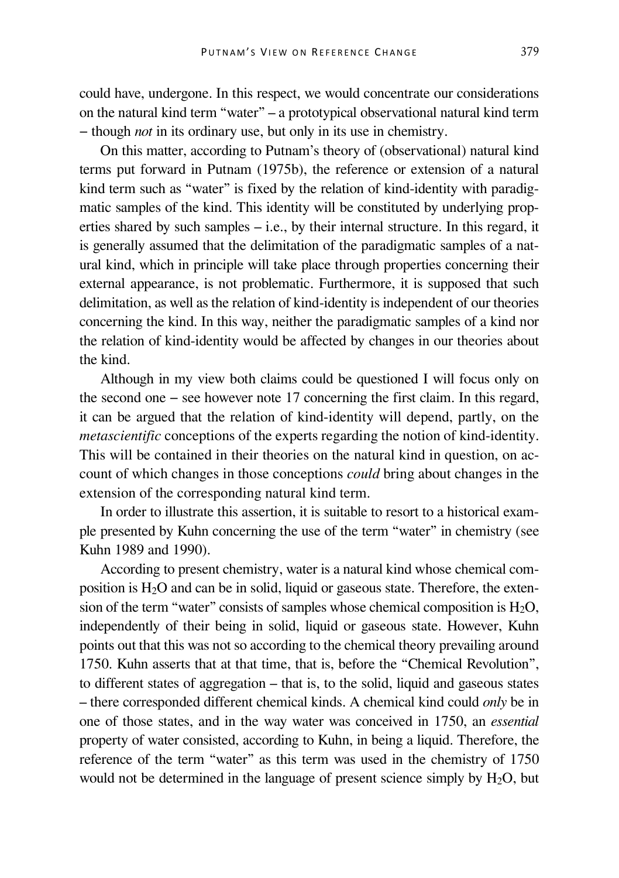could have, undergone. In this respect, we would concentrate our considerations on the natural kind term "water" – a prototypical observational natural kind term – though *not* in its ordinary use, but only in its use in chemistry.

On this matter, according to Putnam's theory of (observational) natural kind terms put forward in Putnam (1975b), the reference or extension of a natural kind term such as "water" is fixed by the relation of kind-identity with paradigmatic samples of the kind. This identity will be constituted by underlying properties shared by such samples – i.e., by their internal structure. In this regard, it is generally assumed that the delimitation of the paradigmatic samples of a natural kind, which in principle will take place through properties concerning their external appearance, is not problematic. Furthermore, it is supposed that such delimitation, as well as the relation of kind-identity is independent of our theories concerning the kind. In this way, neither the paradigmatic samples of a kind nor the relation of kind-identity would be affected by changes in our theories about the kind.

Although in my view both claims could be questioned I will focus only on the second one – see however note 17 concerning the first claim. In this regard, it can be argued that the relation of kind-identity will depend, partly, on the *metascientific* conceptions of the experts regarding the notion of kind-identity. This will be contained in their theories on the natural kind in question, on account of which changes in those conceptions *could* bring about changes in the extension of the corresponding natural kind term.

In order to illustrate this assertion, it is suitable to resort to a historical example presented by Kuhn concerning the use of the term "water" in chemistry (see Kuhn 1989 and 1990).

According to present chemistry, water is a natural kind whose chemical composition is $H_2O$ and can be in solid, liquid or gaseous state. Therefore, the extension of the term "water" consists of samples whose chemical composition is $H_2O$, independently of their being in solid, liquid or gaseous state. However, Kuhn points out that this was not so according to the chemical theory prevailing around 1750. Kuhn asserts that at that time, that is, before the "Chemical Revolution", to different states of aggregation – that is, to the solid, liquid and gaseous states – there corresponded different chemical kinds. A chemical kind could *only* be in one of those states, and in the way water was conceived in 1750, an *essential* property of water consisted, according to Kuhn, in being a liquid. Therefore, the reference of the term "water" as this term was used in the chemistry of 1750 would not be determined in the language of present science simply by $H_2O$, but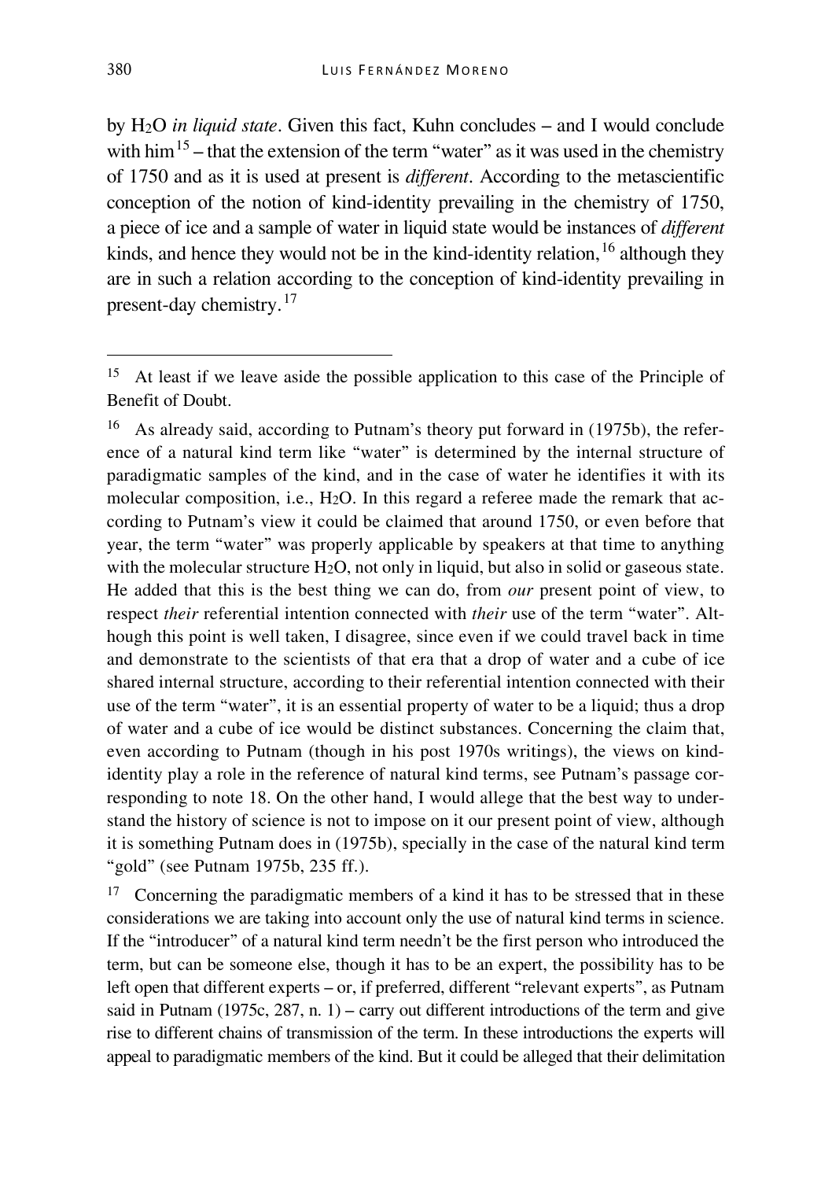by $H_2O$ *in liquid state*. Given this fact, Kuhn concludes – and I would conclude with him[15] – that the extension of the term "water" as it was used in the chemistry of 1750 and as it is used at present is *different*. According to the metascientific conception of the notion of kind-identity prevailing in the chemistry of 1750, a piece of ice and a sample of water in liquid state would be instances of *different* kinds, and hence they would not be in the kind-identity relation,[16] although they are in such a relation according to the conception of kind-identity prevailing in present-day chemistry.[17]

---

[15] At least if we leave aside the possible application to this case of the Principle of Benefit of Doubt.

[16] As already said, according to Putnam's theory put forward in (1975b), the reference of a natural kind term like "water" is determined by the internal structure of paradigmatic samples of the kind, and in the case of water he identifies it with its molecular composition, i.e., $H_2O$. In this regard a referee made the remark that according to Putnam's view it could be claimed that around 1750, or even before that year, the term "water" was properly applicable by speakers at that time to anything with the molecular structure $H_2O$, not only in liquid, but also in solid or gaseous state. He added that this is the best thing we can do, from *our* present point of view, to respect *their* referential intention connected with *their* use of the term "water". Although this point is well taken, I disagree, since even if we could travel back in time and demonstrate to the scientists of that era that a drop of water and a cube of ice shared internal structure, according to their referential intention connected with their use of the term "water", it is an essential property of water to be a liquid; thus a drop of water and a cube of ice would be distinct substances. Concerning the claim that, even according to Putnam (though in his post 1970s writings), the views on kind-identity play a role in the reference of natural kind terms, see Putnam's passage corresponding to note 18. On the other hand, I would allege that the best way to understand the history of science is not to impose on it our present point of view, although it is something Putnam does in (1975b), specially in the case of the natural kind term "gold" (see Putnam 1975b, 235 ff.).

[17] Concerning the paradigmatic members of a kind it has to be stressed that in these considerations we are taking into account only the use of natural kind terms in science. If the "introducer" of a natural kind term needn't be the first person who introduced the term, but can be someone else, though it has to be an expert, the possibility has to be left open that different experts – or, if preferred, different "relevant experts", as Putnam said in Putnam (1975c, 287, n. 1) – carry out different introductions of the term and give rise to different chains of transmission of the term. In these introductions the experts will appeal to paradigmatic members of the kind. But it could be alleged that their delimitation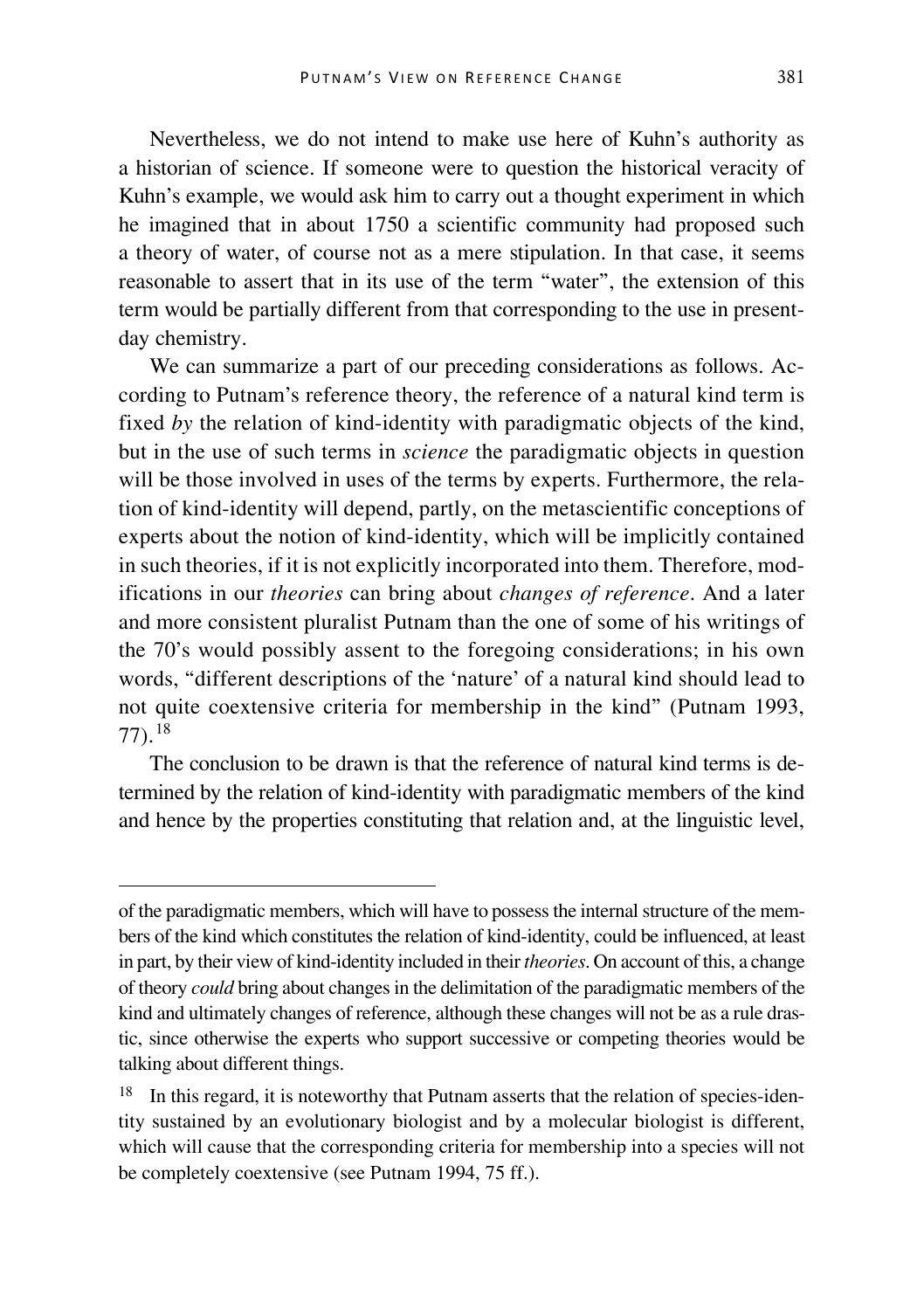Nevertheless, we do not intend to make use here of Kuhn's authority as a historian of science. If someone were to question the historical veracity of Kuhn's example, we would ask him to carry out a thought experiment in which he imagined that in about 1750 a scientific community had proposed such a theory of water, of course not as a mere stipulation. In that case, it seems reasonable to assert that in its use of the term "water", the extension of this term would be partially different from that corresponding to the use in present-day chemistry.

We can summarize a part of our preceding considerations as follows. According to Putnam's reference theory, the reference of a natural kind term is fixed *by* the relation of kind-identity with paradigmatic objects of the kind, but in the use of such terms in *science* the paradigmatic objects in question will be those involved in uses of the terms by experts. Furthermore, the relation of kind-identity will depend, partly, on the metascientific conceptions of experts about the notion of kind-identity, which will be implicitly contained in such theories, if it is not explicitly incorporated into them. Therefore, modifications in our *theories* can bring about *changes of reference*. And a later and more consistent pluralist Putnam than the one of some of his writings of the 70's would possibly assent to the foregoing considerations; in his own words, "different descriptions of the 'nature' of a natural kind should lead to not quite coextensive criteria for membership in the kind" (Putnam 1993, 77).[18]

The conclusion to be drawn is that the reference of natural kind terms is determined by the relation of kind-identity with paradigmatic members of the kind and hence by the properties constituting that relation and, at the linguistic level,

---

of the paradigmatic members, which will have to possess the internal structure of the members of the kind which constitutes the relation of kind-identity, could be influenced, at least in part, by their view of kind-identity included in their *theories*. On account of this, a change of theory *could* bring about changes in the delimitation of the paradigmatic members of the kind and ultimately changes of reference, although these changes will not be as a rule drastic, since otherwise the experts who support successive or competing theories would be talking about different things.

[18] In this regard, it is noteworthy that Putnam asserts that the relation of species-identity sustained by an evolutionary biologist and by a molecular biologist is different, which will cause that the corresponding criteria for membership into a species will not be completely coextensive (see Putnam 1994, 75 ff.).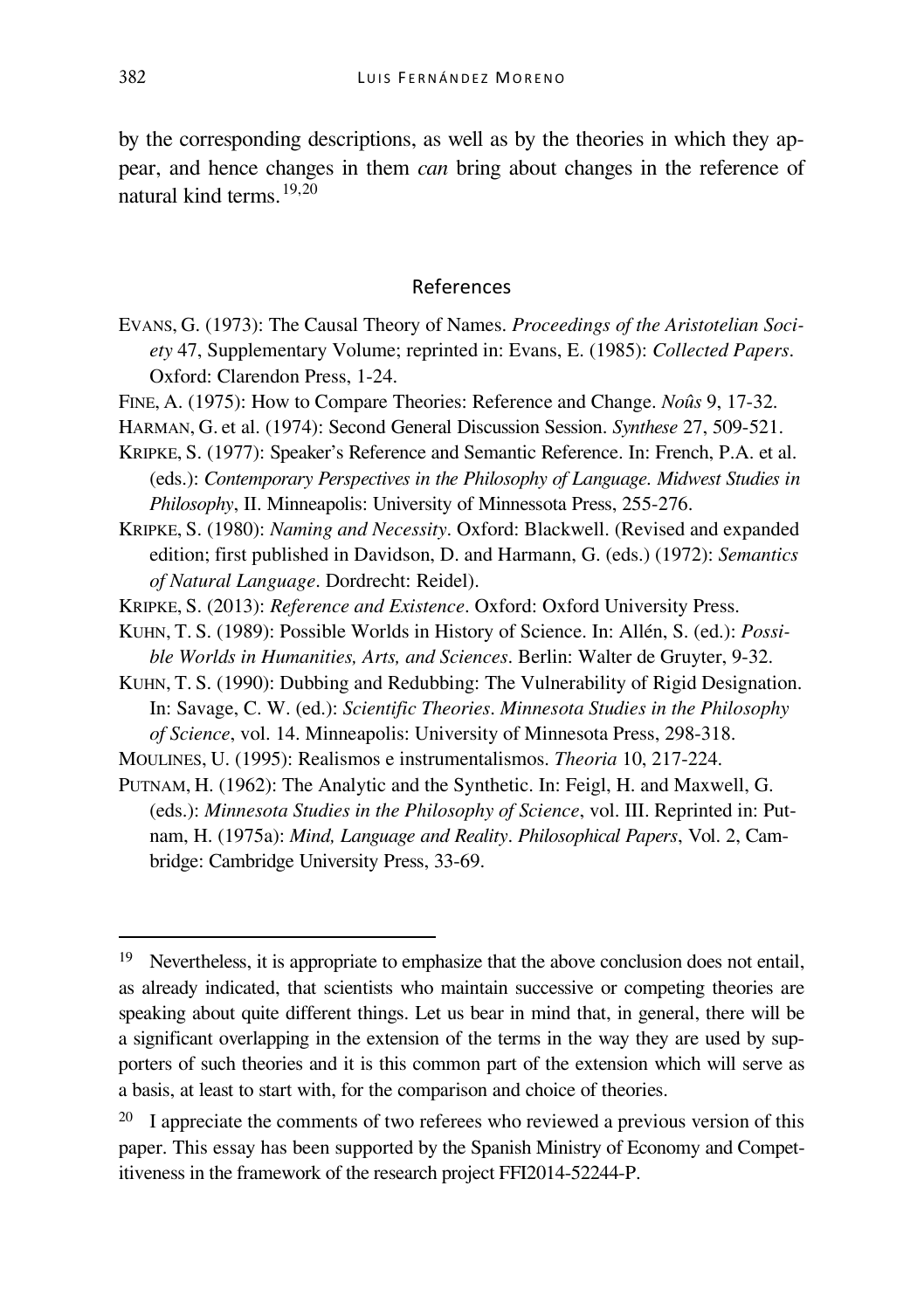by the corresponding descriptions, as well as by the theories in which they appear, and hence changes in them *can* bring about changes in the reference of natural kind terms.[19,20]

## References

EVANS, G. (1973): The Causal Theory of Names. *Proceedings of the Aristotelian Society* 47, Supplementary Volume; reprinted in: Evans, E. (1985): *Collected Papers*. Oxford: Clarendon Press, 1-24.

FINE, A. (1975): How to Compare Theories: Reference and Change. *Noûs* 9, 17-32.

HARMAN, G. et al. (1974): Second General Discussion Session. *Synthese* 27, 509-521.

KRIPKE, S. (1977): Speaker's Reference and Semantic Reference. In: French, P.A. et al. (eds.): *Contemporary Perspectives in the Philosophy of Language. Midwest Studies in Philosophy*, II. Minneapolis: University of Minnessota Press, 255-276.

KRIPKE, S. (1980): *Naming and Necessity*. Oxford: Blackwell. (Revised and expanded edition; first published in Davidson, D. and Harmann, G. (eds.) (1972): *Semantics of Natural Language*. Dordrecht: Reidel).

KRIPKE, S. (2013): *Reference and Existence*. Oxford: Oxford University Press.

KUHN, T. S. (1989): Possible Worlds in History of Science. In: Allén, S. (ed.): *Possible Worlds in Humanities, Arts, and Sciences*. Berlin: Walter de Gruyter, 9-32.

KUHN, T. S. (1990): Dubbing and Redubbing: The Vulnerability of Rigid Designation. In: Savage, C. W. (ed.): *Scientific Theories*. *Minnesota Studies in the Philosophy of Science*, vol. 14. Minneapolis: University of Minnesota Press, 298-318.

MOULINES, U. (1995): Realismos e instrumentalismos. *Theoria* 10, 217-224.

PUTNAM, H. (1962): The Analytic and the Synthetic. In: Feigl, H. and Maxwell, G. (eds.): *Minnesota Studies in the Philosophy of Science*, vol. III. Reprinted in: Putnam, H. (1975a): *Mind, Language and Reality*. *Philosophical Papers*, Vol. 2, Cambridge: Cambridge University Press, 33-69.

---

[19] Nevertheless, it is appropriate to emphasize that the above conclusion does not entail, as already indicated, that scientists who maintain successive or competing theories are speaking about quite different things. Let us bear in mind that, in general, there will be a significant overlapping in the extension of the terms in the way they are used by supporters of such theories and it is this common part of the extension which will serve as a basis, at least to start with, for the comparison and choice of theories.

[20] I appreciate the comments of two referees who reviewed a previous version of this paper. This essay has been supported by the Spanish Ministry of Economy and Competitiveness in the framework of the research project FFI2014-52244-P.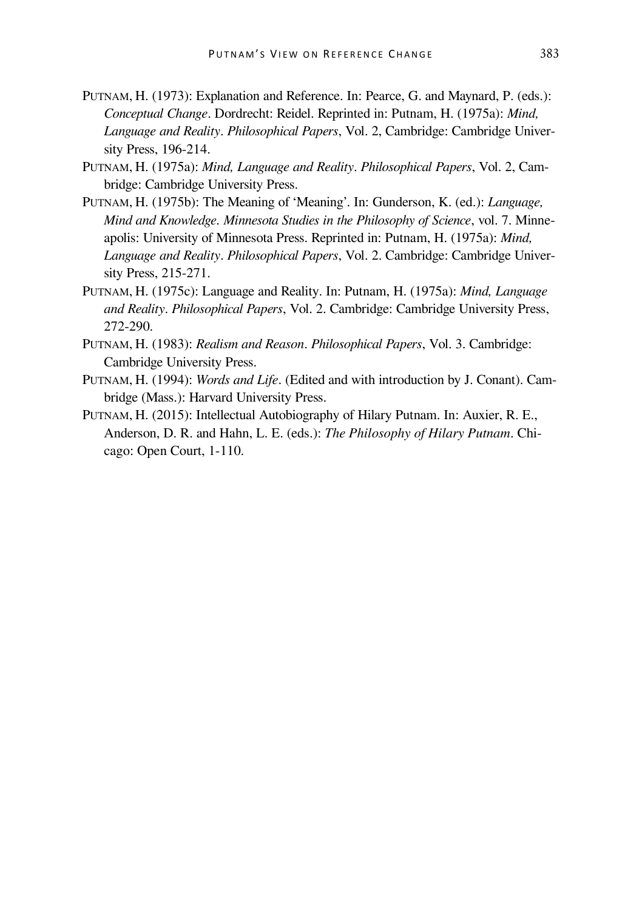PUTNAM, H. (1973): Explanation and Reference. In: Pearce, G. and Maynard, P. (eds.): *Conceptual Change*. Dordrecht: Reidel. Reprinted in: Putnam, H. (1975a): *Mind, Language and Reality*. *Philosophical Papers*, Vol. 2, Cambridge: Cambridge University Press, 196-214.

PUTNAM, H. (1975a): *Mind, Language and Reality*. *Philosophical Papers*, Vol. 2, Cambridge: Cambridge University Press.

PUTNAM, H. (1975b): The Meaning of 'Meaning'. In: Gunderson, K. (ed.): *Language, Mind and Knowledge. Minnesota Studies in the Philosophy of Science*, vol. 7. Minneapolis: University of Minnesota Press. Reprinted in: Putnam, H. (1975a): *Mind, Language and Reality*. *Philosophical Papers*, Vol. 2. Cambridge: Cambridge University Press, 215-271.

PUTNAM, H. (1975c): Language and Reality. In: Putnam, H. (1975a): *Mind, Language and Reality*. *Philosophical Papers*, Vol. 2. Cambridge: Cambridge University Press, 272-290.

PUTNAM, H. (1983): *Realism and Reason*. *Philosophical Papers*, Vol. 3. Cambridge: Cambridge University Press.

PUTNAM, H. (1994): *Words and Life*. (Edited and with introduction by J. Conant). Cambridge (Mass.): Harvard University Press.

PUTNAM, H. (2015): Intellectual Autobiography of Hilary Putnam. In: Auxier, R. E., Anderson, D. R. and Hahn, L. E. (eds.): *The Philosophy of Hilary Putnam*. Chicago: Open Court, 1-110.